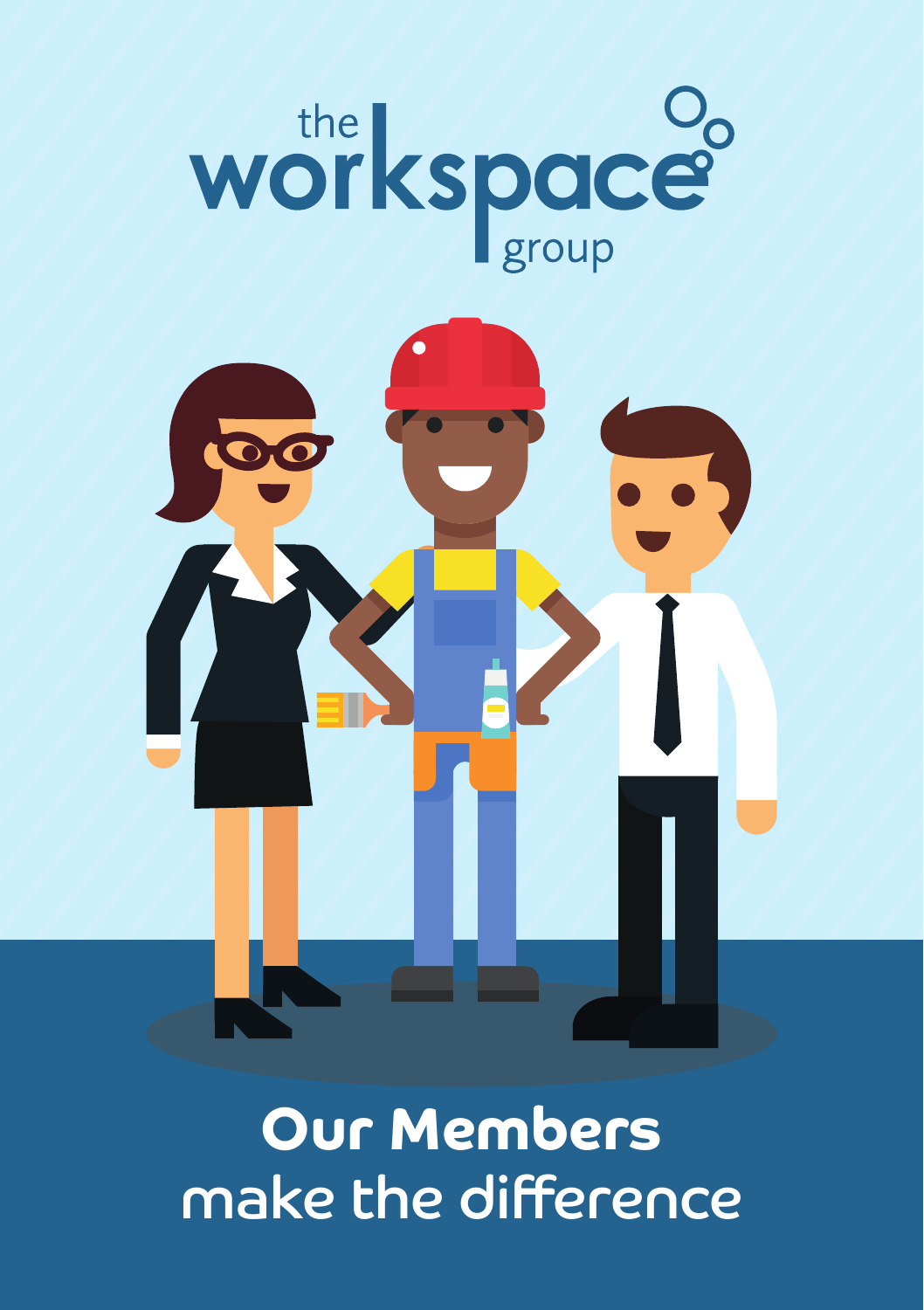the workspace group

# Our Members
make the difference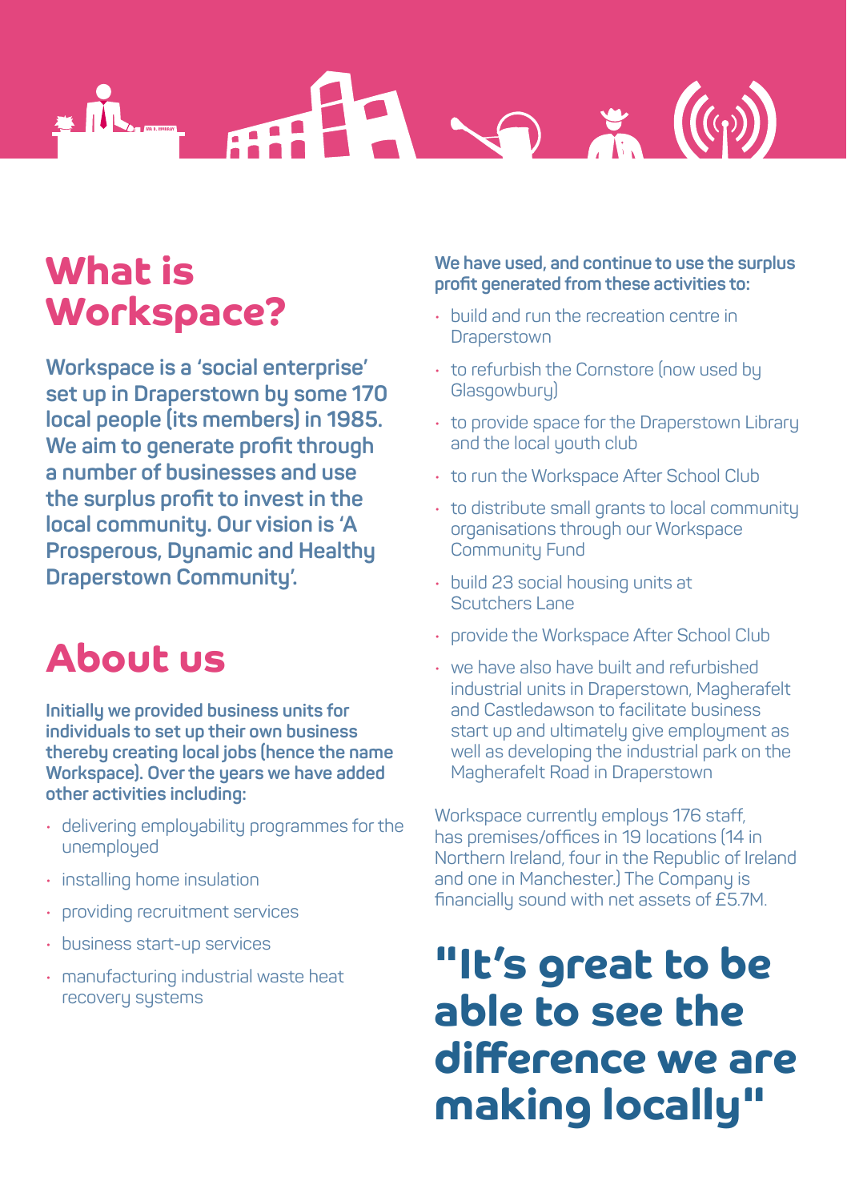# What is Workspace?

**Workspace is a 'social enterprise' set up in Draperstown by some 170 local people (its members) in 1985. We aim to generate profit through a number of businesses and use the surplus profit to invest in the local community. Our vision is 'A Prosperous, Dynamic and Healthy Draperstown Community'.**

# About us

**Initially we provided business units for individuals to set up their own business thereby creating local jobs (hence the name Workspace). Over the years we have added other activities including:**

- delivering employability programmes for the unemployed
- installing home insulation
- providing recruitment services
- business start-up services
- manufacturing industrial waste heat recovery systems

**We have used, and continue to use the surplus profit generated from these activities to:**

- build and run the recreation centre in Draperstown
- to refurbish the Cornstore (now used by Glasgowbury)
- to provide space for the Draperstown Library and the local youth club
- to run the Workspace After School Club
- to distribute small grants to local community organisations through our Workspace Community Fund
- build 23 social housing units at Scutchers Lane
- provide the Workspace After School Club
- we have also have built and refurbished industrial units in Draperstown, Magherafelt and Castledawson to facilitate business start up and ultimately give employment as well as developing the industrial park on the Magherafelt Road in Draperstown

Workspace currently employs 176 staff, has premises/offices in 19 locations (14 in Northern Ireland, four in the Republic of Ireland and one in Manchester.) The Company is financially sound with net assets of £5.7M.

## "It's great to be able to see the difference we are making locally"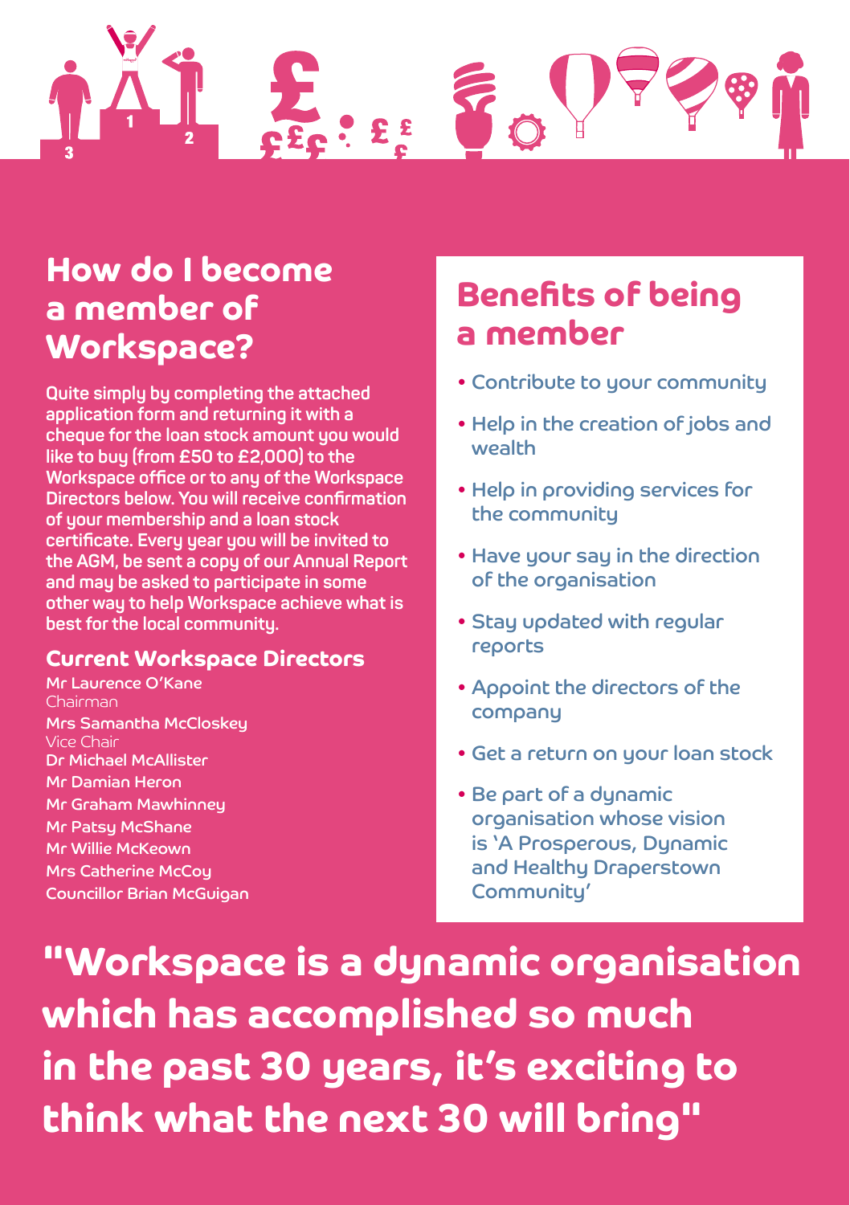## How do I become a member of Workspace?

Quite simply by completing the attached application form and returning it with a cheque for the loan stock amount you would like to buy (from £50 to £2,000) to the Workspace office or to any of the Workspace Directors below. You will receive confirmation of your membership and a loan stock certificate. Every year you will be invited to the AGM, be sent a copy of our Annual Report and may be asked to participate in some other way to help Workspace achieve what is best for the local community.

### Current Workspace Directors

Mr Laurence O'Kane
Chairman
Mrs Samantha McCloskey
Vice Chair
Dr Michael McAllister
Mr Damian Heron
Mr Graham Mawhinney
Mr Patsy McShane
Mr Willie McKeown
Mrs Catherine McCoy
Councillor Brian McGuigan

## Benefits of being a member

- Contribute to your community
- Help in the creation of jobs and wealth
- Help in providing services for the community
- Have your say in the direction of the organisation
- Stay updated with regular reports
- Appoint the directors of the company
- Get a return on your loan stock
- Be part of a dynamic organisation whose vision is 'A Prosperous, Dynamic and Healthy Draperstown Community'

**"Workspace is a dynamic organisation which has accomplished so much in the past 30 years, it's exciting to think what the next 30 will bring"**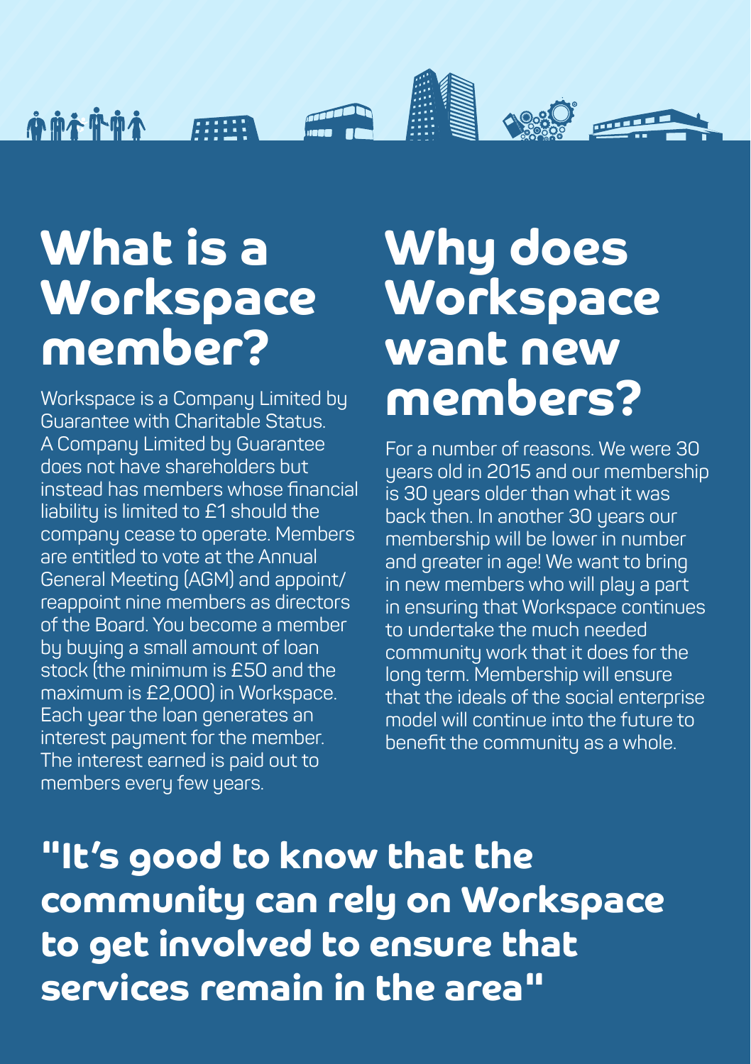# What is a Workspace member?

Workspace is a Company Limited by Guarantee with Charitable Status. A Company Limited by Guarantee does not have shareholders but instead has members whose financial liability is limited to £1 should the company cease to operate. Members are entitled to vote at the Annual General Meeting (AGM) and appoint/reappoint nine members as directors of the Board. You become a member by buying a small amount of loan stock (the minimum is £50 and the maximum is £2,000) in Workspace. Each year the loan generates an interest payment for the member. The interest earned is paid out to members every few years.

# Why does Workspace want new members?

For a number of reasons. We were 30 years old in 2015 and our membership is 30 years older than what it was back then. In another 30 years our membership will be lower in number and greater in age! We want to bring in new members who will play a part in ensuring that Workspace continues to undertake the much needed community work that it does for the long term. Membership will ensure that the ideals of the social enterprise model will continue into the future to benefit the community as a whole.

**"It's good to know that the community can rely on Workspace to get involved to ensure that services remain in the area"**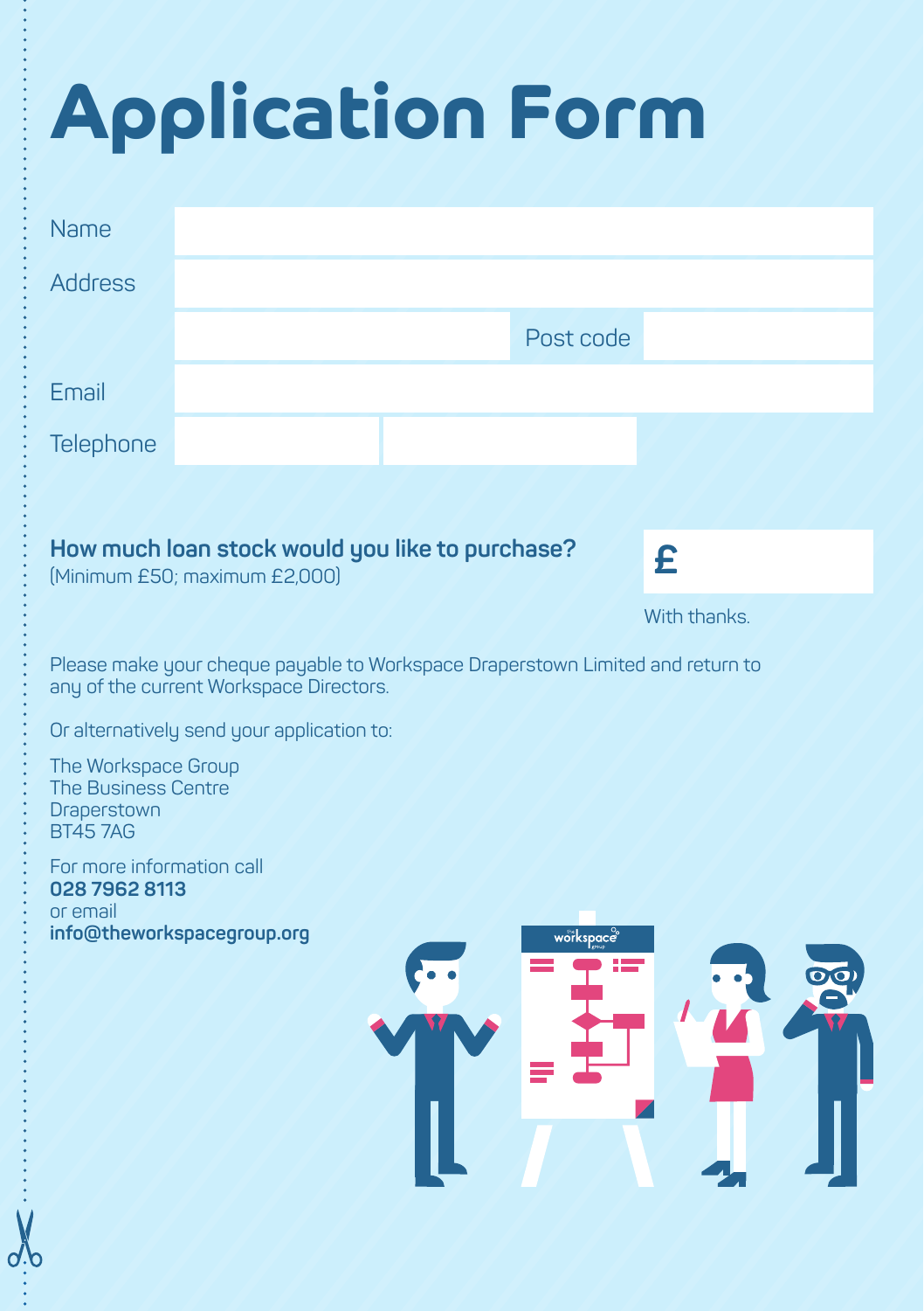# Application Form

| | |
|---|---|
| Name | |
| Address | |
| | Post code |
| Email | |
| Telephone | |

**How much loan stock would you like to purchase?**
(Minimum £50; maximum £2,000)

£

With thanks.

Please make your cheque payable to Workspace Draperstown Limited and return to any of the current Workspace Directors.

Or alternatively send your application to:

The Workspace Group
The Business Centre
Draperstown
BT45 7AG

For more information call
**028 7962 8113**
or email
**info@theworkspacegroup.org**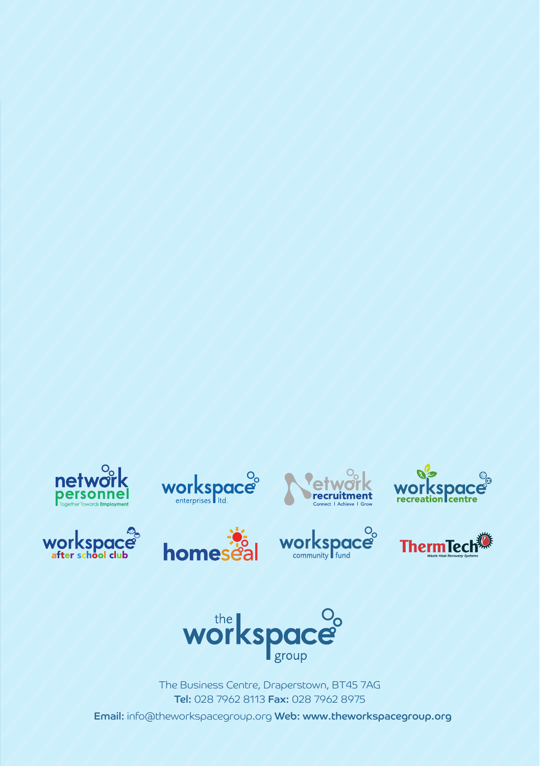network personnel
Together Towards Employment

workspace enterprises ltd.

Network recruitment
Connect | Achieve | Grow

workspace recreation centre

workspace after school club

homeseal

workspace community fund

ThermTech
Waste Heat Recovery Systems

the workspace group

The Business Centre, Draperstown, BT45 7AG
**Tel:** 028 7962 8113 **Fax:** 028 7962 8975
**Email:** info@theworkspacegroup.org **Web:** **www.theworkspacegroup.org**